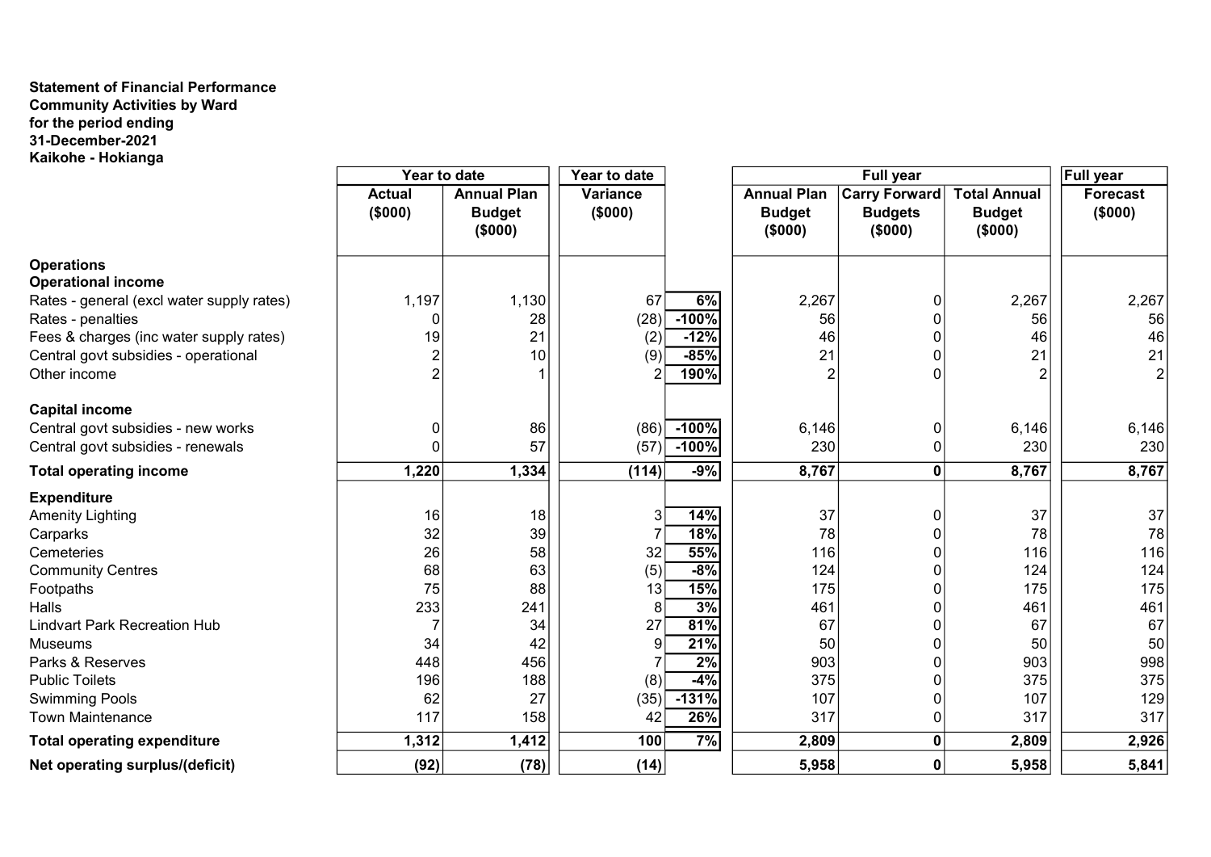**Statement of Financial Performance**
**Community Activities by Ward**
**for the period ending**
**31-December-2021**
**Kaikohe - Hokianga**

| | Year to date | | Year to date | | Full year | | | Full year |
|---|---|---|---|---|---|---|---|---|
| | Actual ($000) | Annual Plan Budget ($000) | Variance ($000) | | Annual Plan Budget ($000) | Carry Forward Budgets ($000) | Total Annual Budget ($000) | Forecast ($000) |
| **Operations** | | | | | | | | |
| **Operational income** | | | | | | | | |
| Rates - general (excl water supply rates) | 1,197 | 1,130 | 67 | 6% | 2,267 | 0 | 2,267 | 2,267 |
| Rates - penalties | 0 | 28 | (28) | -100% | 56 | 0 | 56 | 56 |
| Fees & charges (inc water supply rates) | 19 | 21 | (2) | -12% | 46 | 0 | 46 | 46 |
| Central govt subsidies - operational | 2 | 10 | (9) | -85% | 21 | 0 | 21 | 21 |
| Other income | 2 | 1 | 2 | 190% | 2 | 0 | 2 | 2 |
| **Capital income** | | | | | | | | |
| Central govt subsidies - new works | 0 | 86 | (86) | -100% | 6,146 | 0 | 6,146 | 6,146 |
| Central govt subsidies - renewals | 0 | 57 | (57) | -100% | 230 | 0 | 230 | 230 |
| **Total operating income** | **1,220** | **1,334** | **(114)** | **-9%** | **8,767** | **0** | **8,767** | **8,767** |
| **Expenditure** | | | | | | | | |
| Amenity Lighting | 16 | 18 | 3 | 14% | 37 | 0 | 37 | 37 |
| Carparks | 32 | 39 | 7 | 18% | 78 | 0 | 78 | 78 |
| Cemeteries | 26 | 58 | 32 | 55% | 116 | 0 | 116 | 116 |
| Community Centres | 68 | 63 | (5) | -8% | 124 | 0 | 124 | 124 |
| Footpaths | 75 | 88 | 13 | 15% | 175 | 0 | 175 | 175 |
| Halls | 233 | 241 | 8 | 3% | 461 | 0 | 461 | 461 |
| Lindvart Park Recreation Hub | 7 | 34 | 27 | 81% | 67 | 0 | 67 | 67 |
| Museums | 34 | 42 | 9 | 21% | 50 | 0 | 50 | 50 |
| Parks & Reserves | 448 | 456 | 7 | 2% | 903 | 0 | 903 | 998 |
| Public Toilets | 196 | 188 | (8) | -4% | 375 | 0 | 375 | 375 |
| Swimming Pools | 62 | 27 | (35) | -131% | 107 | 0 | 107 | 129 |
| Town Maintenance | 117 | 158 | 42 | 26% | 317 | 0 | 317 | 317 |
| **Total operating expenditure** | **1,312** | **1,412** | **100** | **7%** | **2,809** | **0** | **2,809** | **2,926** |
| **Net operating surplus/(deficit)** | **(92)** | **(78)** | **(14)** | | **5,958** | **0** | **5,958** | **5,841** |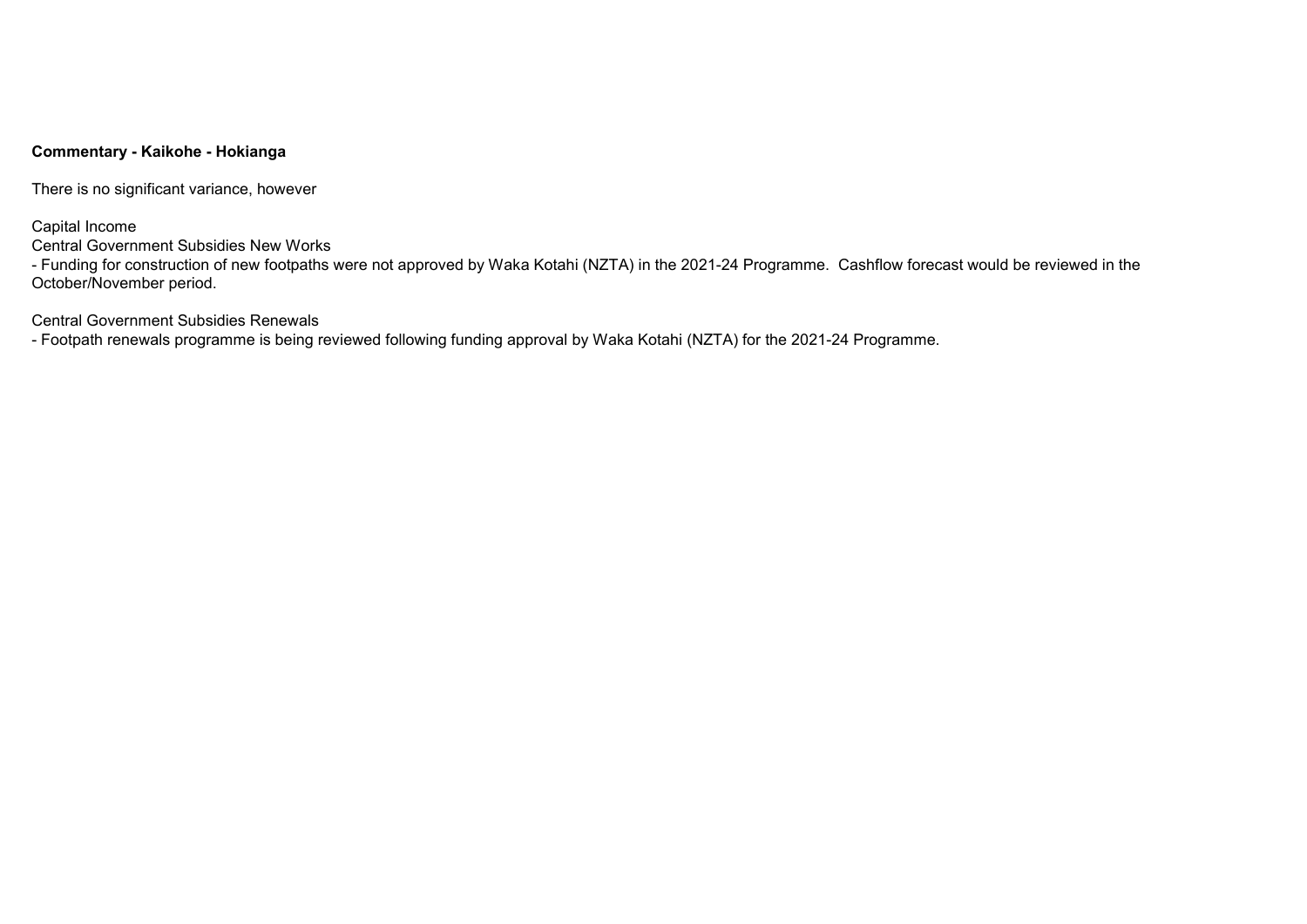**Commentary - Kaikohe - Hokianga**

There is no significant variance, however

Capital Income
Central Government Subsidies New Works
- Funding for construction of new footpaths were not approved by Waka Kotahi (NZTA) in the 2021-24 Programme. Cashflow forecast would be reviewed in the October/November period.

Central Government Subsidies Renewals
- Footpath renewals programme is being reviewed following funding approval by Waka Kotahi (NZTA) for the 2021-24 Programme.